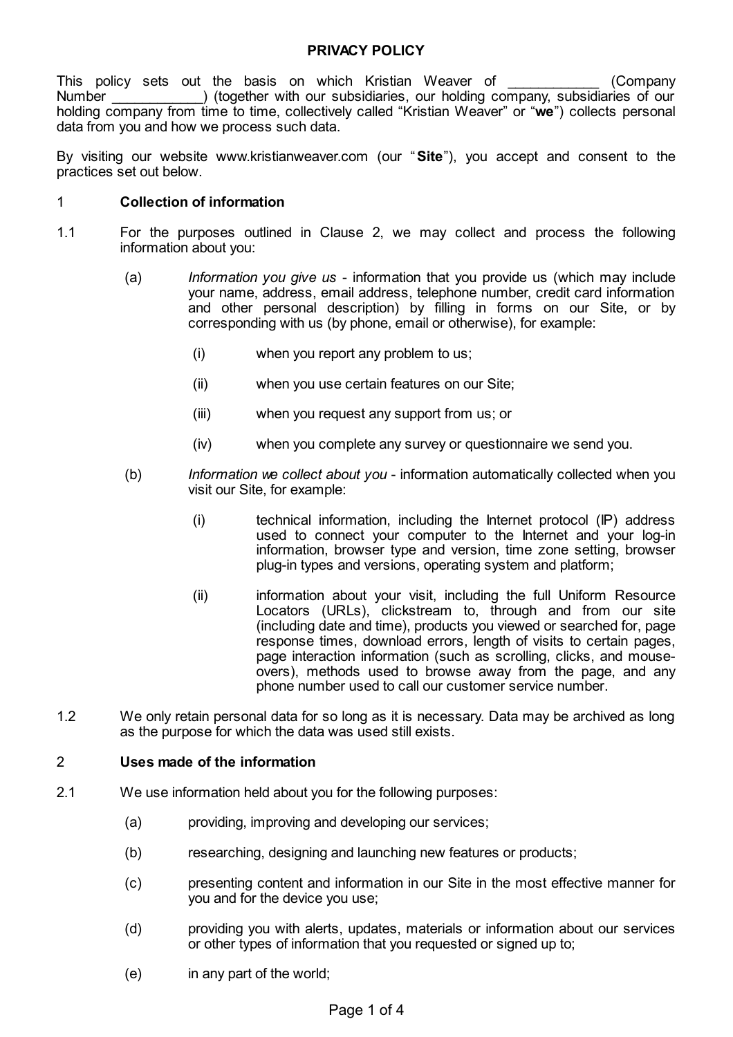**PRIVACY POLICY**

This policy sets out the basis on which Kristian Weaver of ___________ (Company Number ___________) (together with our subsidiaries, our holding company, subsidiaries of our holding company from time to time, collectively called "Kristian Weaver" or "**we**") collects personal data from you and how we process such data.

By visiting our website www.kristianweaver.com (our "**Site**"), you accept and consent to the practices set out below.

1 **Collection of information**

1.1 For the purposes outlined in Clause 2, we may collect and process the following information about you:

(a) *Information you give us* - information that you provide us (which may include your name, address, email address, telephone number, credit card information and other personal description) by filling in forms on our Site, or by corresponding with us (by phone, email or otherwise), for example:

(i) when you report any problem to us;

(ii) when you use certain features on our Site;

(iii) when you request any support from us; or

(iv) when you complete any survey or questionnaire we send you.

(b) *Information we collect about you* - information automatically collected when you visit our Site, for example:

(i) technical information, including the Internet protocol (IP) address used to connect your computer to the Internet and your log-in information, browser type and version, time zone setting, browser plug-in types and versions, operating system and platform;

(ii) information about your visit, including the full Uniform Resource Locators (URLs), clickstream to, through and from our site (including date and time), products you viewed or searched for, page response times, download errors, length of visits to certain pages, page interaction information (such as scrolling, clicks, and mouse-overs), methods used to browse away from the page, and any phone number used to call our customer service number.

1.2 We only retain personal data for so long as it is necessary. Data may be archived as long as the purpose for which the data was used still exists.

2 **Uses made of the information**

2.1 We use information held about you for the following purposes:

(a) providing, improving and developing our services;

(b) researching, designing and launching new features or products;

(c) presenting content and information in our Site in the most effective manner for you and for the device you use;

(d) providing you with alerts, updates, materials or information about our services or other types of information that you requested or signed up to;

(e) in any part of the world;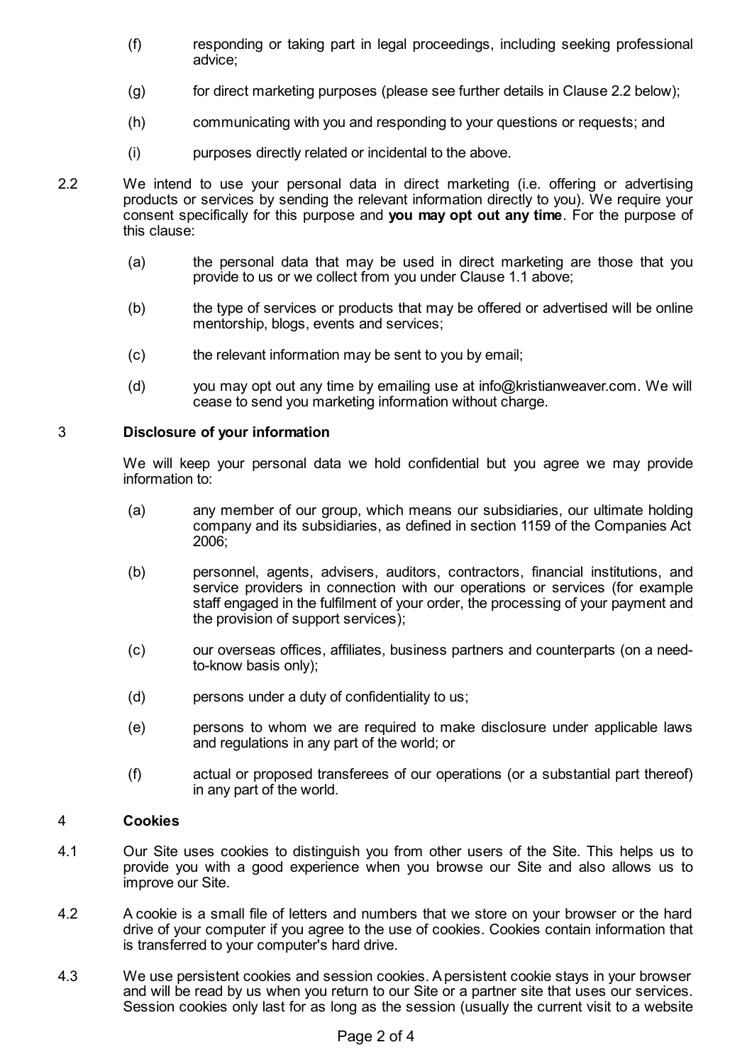(f) responding or taking part in legal proceedings, including seeking professional advice;

(g) for direct marketing purposes (please see further details in Clause 2.2 below);

(h) communicating with you and responding to your questions or requests; and

(i) purposes directly related or incidental to the above.

2.2 We intend to use your personal data in direct marketing (i.e. offering or advertising products or services by sending the relevant information directly to you). We require your consent specifically for this purpose and **you may opt out any time**. For the purpose of this clause:

(a) the personal data that may be used in direct marketing are those that you provide to us or we collect from you under Clause 1.1 above;

(b) the type of services or products that may be offered or advertised will be online mentorship, blogs, events and services;

(c) the relevant information may be sent to you by email;

(d) you may opt out any time by emailing use at info@kristianweaver.com. We will cease to send you marketing information without charge.

## 3 Disclosure of your information

We will keep your personal data we hold confidential but you agree we may provide information to:

(a) any member of our group, which means our subsidiaries, our ultimate holding company and its subsidiaries, as defined in section 1159 of the Companies Act 2006;

(b) personnel, agents, advisers, auditors, contractors, financial institutions, and service providers in connection with our operations or services (for example staff engaged in the fulfilment of your order, the processing of your payment and the provision of support services);

(c) our overseas offices, affiliates, business partners and counterparts (on a need-to-know basis only);

(d) persons under a duty of confidentiality to us;

(e) persons to whom we are required to make disclosure under applicable laws and regulations in any part of the world; or

(f) actual or proposed transferees of our operations (or a substantial part thereof) in any part of the world.

## 4 Cookies

4.1 Our Site uses cookies to distinguish you from other users of the Site. This helps us to provide you with a good experience when you browse our Site and also allows us to improve our Site.

4.2 A cookie is a small file of letters and numbers that we store on your browser or the hard drive of your computer if you agree to the use of cookies. Cookies contain information that is transferred to your computer's hard drive.

4.3 We use persistent cookies and session cookies. A persistent cookie stays in your browser and will be read by us when you return to our Site or a partner site that uses our services. Session cookies only last for as long as the session (usually the current visit to a website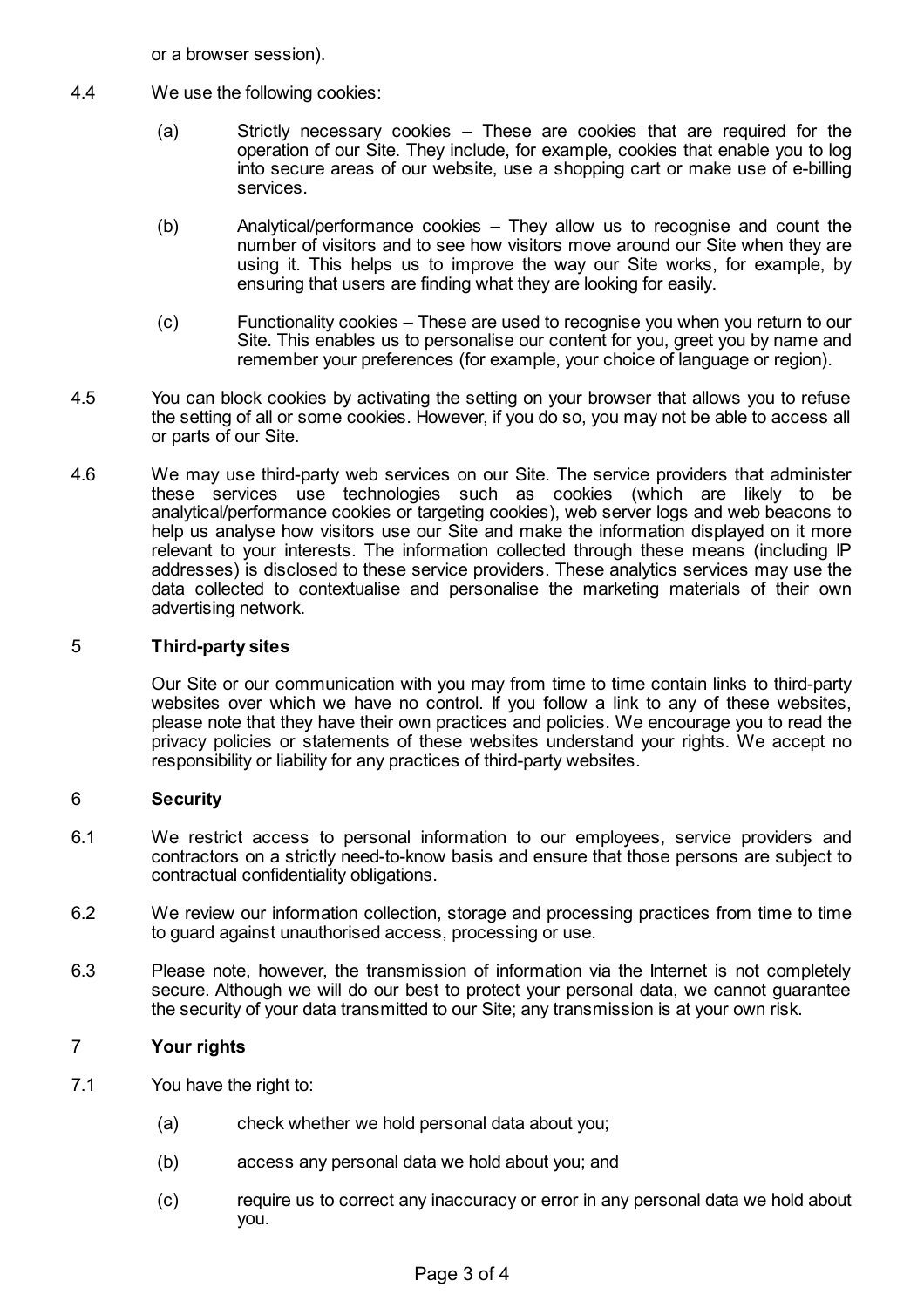or a browser session).

4.4 We use the following cookies:

(a) Strictly necessary cookies – These are cookies that are required for the operation of our Site. They include, for example, cookies that enable you to log into secure areas of our website, use a shopping cart or make use of e-billing services.

(b) Analytical/performance cookies – They allow us to recognise and count the number of visitors and to see how visitors move around our Site when they are using it. This helps us to improve the way our Site works, for example, by ensuring that users are finding what they are looking for easily.

(c) Functionality cookies – These are used to recognise you when you return to our Site. This enables us to personalise our content for you, greet you by name and remember your preferences (for example, your choice of language or region).

4.5 You can block cookies by activating the setting on your browser that allows you to refuse the setting of all or some cookies. However, if you do so, you may not be able to access all or parts of our Site.

4.6 We may use third-party web services on our Site. The service providers that administer these services use technologies such as cookies (which are likely to be analytical/performance cookies or targeting cookies), web server logs and web beacons to help us analyse how visitors use our Site and make the information displayed on it more relevant to your interests. The information collected through these means (including IP addresses) is disclosed to these service providers. These analytics services may use the data collected to contextualise and personalise the marketing materials of their own advertising network.

## 5 Third-party sites

Our Site or our communication with you may from time to time contain links to third-party websites over which we have no control. If you follow a link to any of these websites, please note that they have their own practices and policies. We encourage you to read the privacy policies or statements of these websites understand your rights. We accept no responsibility or liability for any practices of third-party websites.

## 6 Security

6.1 We restrict access to personal information to our employees, service providers and contractors on a strictly need-to-know basis and ensure that those persons are subject to contractual confidentiality obligations.

6.2 We review our information collection, storage and processing practices from time to time to guard against unauthorised access, processing or use.

6.3 Please note, however, the transmission of information via the Internet is not completely secure. Although we will do our best to protect your personal data, we cannot guarantee the security of your data transmitted to our Site; any transmission is at your own risk.

## 7 Your rights

7.1 You have the right to:

(a) check whether we hold personal data about you;

(b) access any personal data we hold about you; and

(c) require us to correct any inaccuracy or error in any personal data we hold about you.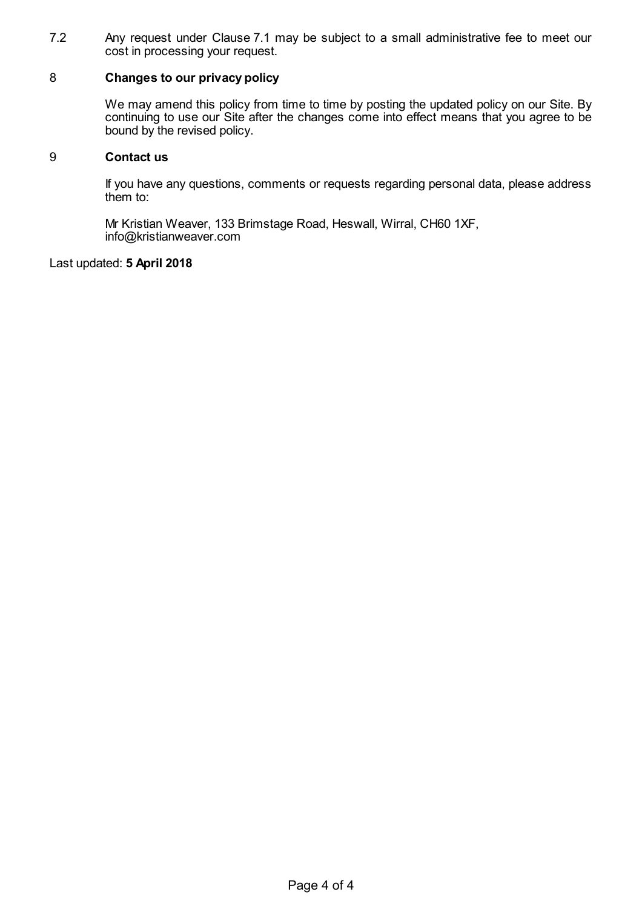7.2 Any request under Clause 7.1 may be subject to a small administrative fee to meet our cost in processing your request.

## 8 Changes to our privacy policy

We may amend this policy from time to time by posting the updated policy on our Site. By continuing to use our Site after the changes come into effect means that you agree to be bound by the revised policy.

## 9 Contact us

If you have any questions, comments or requests regarding personal data, please address them to:

Mr Kristian Weaver, 133 Brimstage Road, Heswall, Wirral, CH60 1XF, info@kristianweaver.com

Last updated: **5 April 2018**